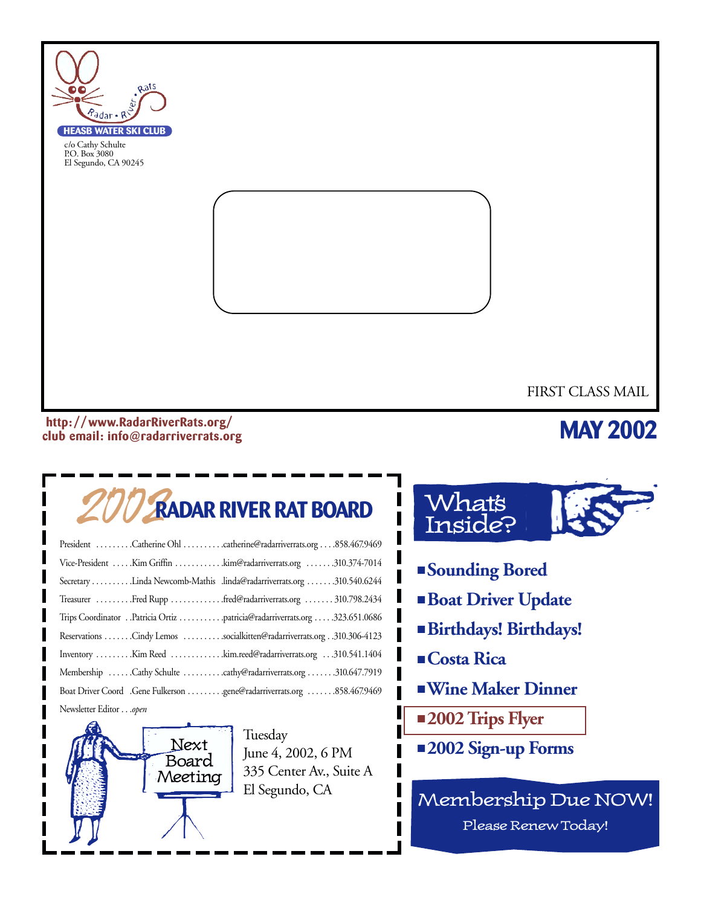Radar • River • Rats

HEASB WATER SKI CLUB

c/o Cathy Schulte
P.O. Box 3080
El Segundo, CA 90245

FIRST CLASS MAIL

http://www.RadarRiverRats.org/
club email: info@radarriverrats.org

# MAY 2002

## 2002 RADAR RIVER RAT BOARD

| Position | Name | Email | Phone |
|---|---|---|---|
| President | Catherine Ohl | catherine@radarriverrats.org | 858.467.9469 |
| Vice-President | Kim Griffin | kim@radarriverrats.org | 310.374-7014 |
| Secretary | Linda Newcomb-Mathis | linda@radarriverrats.org | 310.540.6244 |
| Treasurer | Fred Rupp | fred@radarriverrats.org | 310.798.2434 |
| Trips Coordinator | Patricia Ortiz | patricia@radarriverrats.org | 323.651.0686 |
| Reservations | Cindy Lemos | socialkitten@radarriverrats.org | 310.306-4123 |
| Inventory | Kim Reed | kim.reed@radarriverrats.org | 310.541.1404 |
| Membership | Cathy Schulte | cathy@radarriverrats.org | 310.647.7919 |
| Boat Driver Coord | Gene Fulkerson | gene@radarriverrats.org | 858.467.9469 |
| Newsletter Editor | *open* | | |

**Next Board Meeting**

Tuesday
June 4, 2002, 6 PM
335 Center Av., Suite A
El Segundo, CA

## What's Inside?

- **Sounding Bored**
- **Boat Driver Update**
- **Birthdays! Birthdays!**
- **Costa Rica**
- **Wine Maker Dinner**
- **2002 Trips Flyer**
- **2002 Sign-up Forms**

**Membership Due NOW!**
Please Renew Today!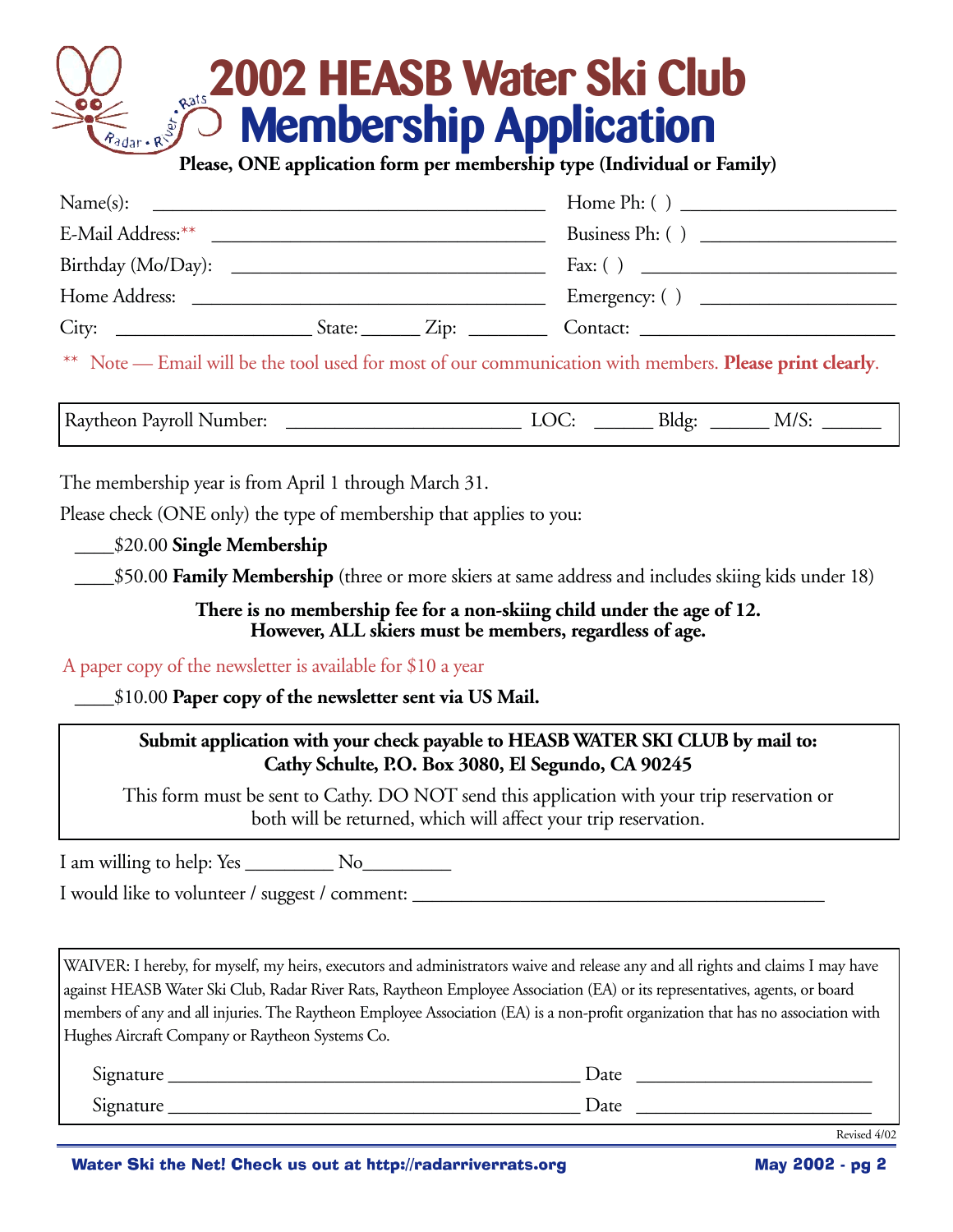# 2002 HEASB Water Ski Club Membership Application

**Please, ONE application form per membership type (Individual or Family)**

Name(s): ______________________________________ Home Ph: ( ) ____________________

E-Mail Address:** _______________________________ Business Ph: ( ) __________________

Birthday (Mo/Day): ______________________________ Fax: ( ) _________________________

Home Address: __________________________________ Emergency: ( ) ___________________

City: __________________ State: ______ Zip: ________ Contact: ________________________

** Note — Email will be the tool used for most of our communication with members. **Please print clearly**.

Raytheon Payroll Number: ______________________ LOC: ______ Bldg: ______ M/S: ______

The membership year is from April 1 through March 31.

Please check (ONE only) the type of membership that applies to you:

____$20.00 **Single Membership**

____$50.00 **Family Membership** (three or more skiers at same address and includes skiing kids under 18)

**There is no membership fee for a non-skiing child under the age of 12.**
**However, ALL skiers must be members, regardless of age.**

A paper copy of the newsletter is available for $10 a year

____$10.00 **Paper copy of the newsletter sent via US Mail.**

**Submit application with your check payable to HEASB WATER SKI CLUB by mail to:**
**Cathy Schulte, P.O. Box 3080, El Segundo, CA 90245**

This form must be sent to Cathy. DO NOT send this application with your trip reservation or both will be returned, which will affect your trip reservation.

I am willing to help: Yes _________ No_________

I would like to volunteer / suggest / comment: ________________________________________

WAIVER: I hereby, for myself, my heirs, executors and administrators waive and release any and all rights and claims I may have against HEASB Water Ski Club, Radar River Rats, Raytheon Employee Association (EA) or its representatives, agents, or board members of any and all injuries. The Raytheon Employee Association (EA) is a non-profit organization that has no association with Hughes Aircraft Company or Raytheon Systems Co.

Signature ________________________________________ Date ______________________

Signature ________________________________________ Date ______________________

Revised 4/02

**Water Ski the Net! Check us out at http://radarriverrats.org**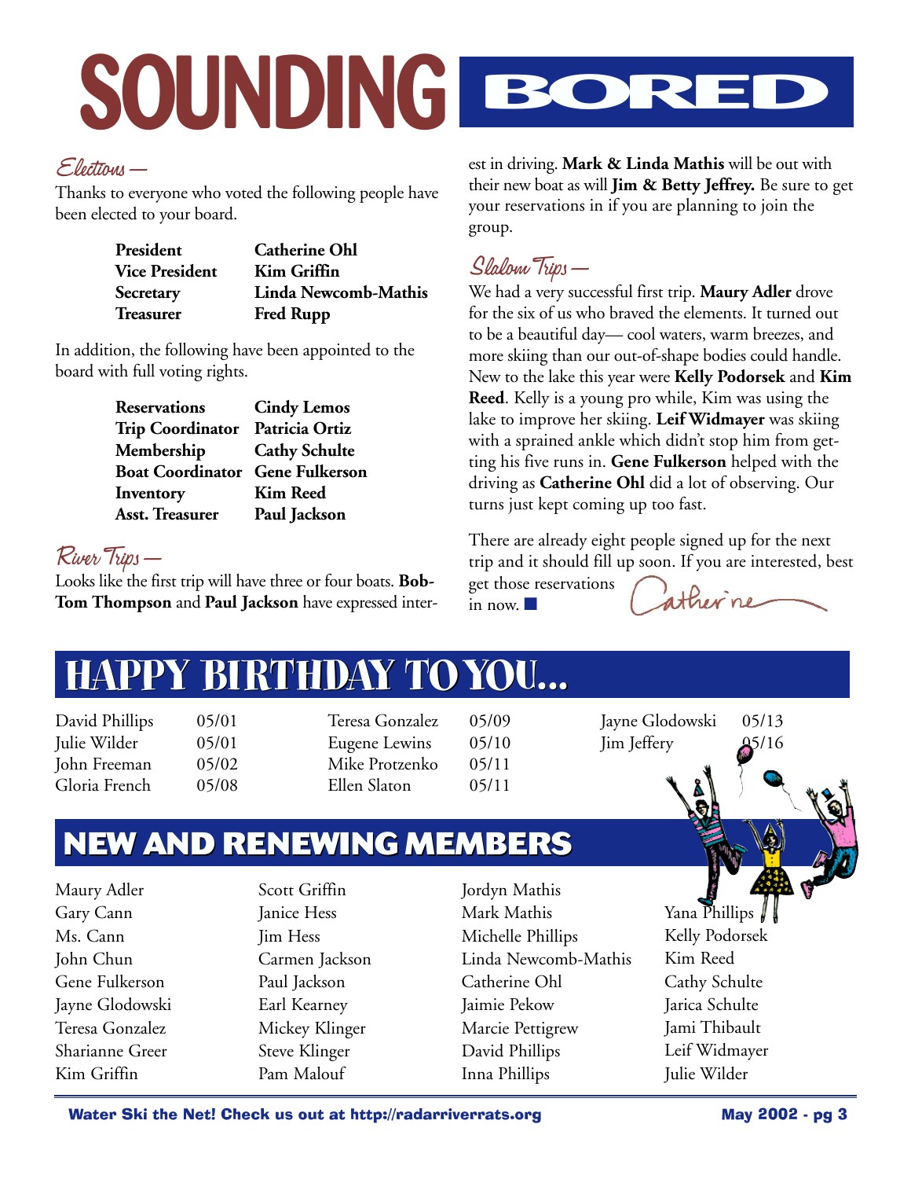# SOUNDING BORED

## Elections —

Thanks to everyone who voted the following people have been elected to your board.

| | |
|---|---|
| **President** | **Catherine Ohl** |
| **Vice President** | **Kim Griffin** |
| **Secretary** | **Linda Newcomb-Mathis** |
| **Treasurer** | **Fred Rupp** |

In addition, the following have been appointed to the board with full voting rights.

| | |
|---|---|
| **Reservations** | **Cindy Lemos** |
| **Trip Coordinator** | **Patricia Ortiz** |
| **Membership** | **Cathy Schulte** |
| **Boat Coordinator** | **Gene Fulkerson** |
| **Inventory** | **Kim Reed** |
| **Asst. Treasurer** | **Paul Jackson** |

## River Trips —

Looks like the first trip will have three or four boats. **Bob-Tom Thompson** and **Paul Jackson** have expressed interest in driving. **Mark & Linda Mathis** will be out with their new boat as will **Jim & Betty Jeffrey.** Be sure to get your reservations in if you are planning to join the group.

## Slalom Trips —

We had a very successful first trip. **Maury Adler** drove for the six of us who braved the elements. It turned out to be a beautiful day— cool waters, warm breezes, and more skiing than our out-of-shape bodies could handle. New to the lake this year were **Kelly Podorsek** and **Kim Reed**. Kelly is a young pro while, Kim was using the lake to improve her skiing. **Leif Widmayer** was skiing with a sprained ankle which didn't stop him from getting his five runs in. **Gene Fulkerson** helped with the driving as **Catherine Ohl** did a lot of observing. Our turns just kept coming up too fast.

There are already eight people signed up for the next trip and it should fill up soon. If you are interested, best get those reservations in now. ■

Catherine

# HAPPY BIRTHDAY TO YOU...

| | |
|---|---|
| David Phillips | 05/01 |
| Julie Wilder | 05/01 |
| John Freeman | 05/02 |
| Gloria French | 05/08 |
| Teresa Gonzalez | 05/09 |
| Eugene Lewins | 05/10 |
| Mike Protzenko | 05/11 |
| Ellen Slaton | 05/11 |
| Jayne Glodowski | 05/13 |
| Jim Jeffery | 05/16 |

# NEW AND RENEWING MEMBERS

Maury Adler
Gary Cann
Ms. Cann
John Chun
Gene Fulkerson
Jayne Glodowski
Teresa Gonzalez
Sharianne Greer
Kim Griffin
Scott Griffin
Janice Hess
Jim Hess
Carmen Jackson
Paul Jackson
Earl Kearney
Mickey Klinger
Steve Klinger
Pam Malouf
Jordyn Mathis
Mark Mathis
Michelle Phillips
Linda Newcomb-Mathis
Catherine Ohl
Jaimie Pekow
Marcie Pettigrew
David Phillips
Inna Phillips
Yana Phillips
Kelly Podorsek
Kim Reed
Cathy Schulte
Jarica Schulte
Jami Thibault
Leif Widmayer
Julie Wilder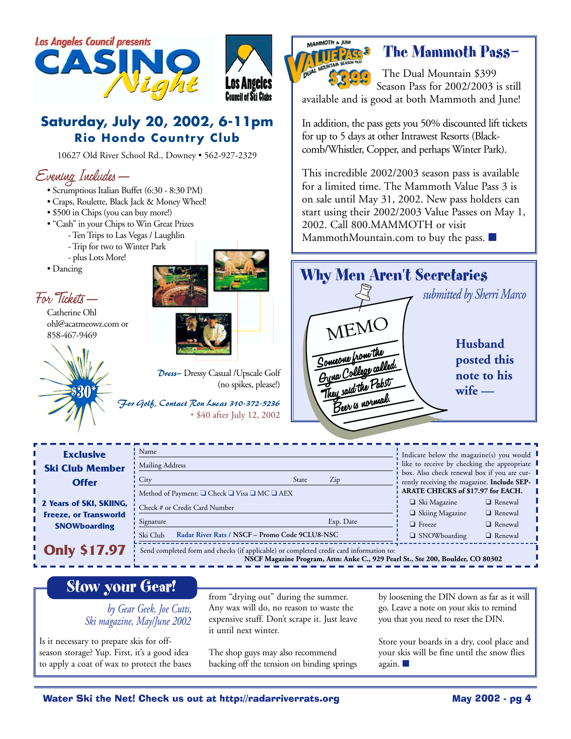Los Angeles Council presents

# CASINO Night

Los Angeles Council of Ski Clubs

## Saturday, July 20, 2002, 6-11pm
### Rio Hondo Country Club

10627 Old River School Rd., Downey • 562-927-2329

*Evening Includes —*

- Scrumptious Italian Buffet (6:30 - 8:30 PM)
- Craps, Roulette, Black Jack & Money Wheel!
- $500 in Chips (you can buy more!)
- "Cash" in your Chips to Win Great Prizes
  - Ten Trips to Las Vegas / Laughlin
  - Trip for two to Winter Park
  - plus Lots More!
- Dancing

*For Tickets —*

Catherine Ohl
ohl@acatmeowz.com or
858-467-9469

$30*

*Dress–* Dressy Casual /Upscale Golf (no spikes, please!)

*For Golf, Contact Ron Lucas 310-372-5236*

* $40 after July 12, 2002

## The Mammoth Pass–

MAMMOTH & JUNE VALUEPASS 3 DUAL MOUNTAIN SEASON PASS $399

The Dual Mountain $399 Season Pass for 2002/2003 is still available and is good at both Mammoth and June!

In addition, the pass gets you 50% discounted lift tickets for up to 5 days at other Intrawest Resorts (Blackcomb/Whistler, Copper, and perhaps Winter Park).

This incredible 2002/2003 season pass is available for a limited time. The Mammoth Value Pass 3 is on sale until May 31, 2002. New pass holders can start using their 2002/2003 Value Passes on May 1, 2002. Call 800.MAMMOTH or visit MammothMountain.com to buy the pass. ■

## Why Men Aren't Secretaries

*submitted by Sherri Marco*

**Husband posted this note to his wife —**

MEMO

Someone from the Gyna College called. They said the Pabst Beer is normal.

---

**Exclusive Ski Club Member Offer**

**2 Years of SKI, SKIING, Freeze, or Transworld SNOWboarding**

**Only $17.97**

Name

Mailing Address

City State Zip

Method of Payment: ❑ Check ❑ Visa ❑ MC ❑ AEX

Check # or Credit Card Number

Signature Exp. Date

Ski Club Radar River Rats / NSCF – Promo Code 9CLU8-NSC

Indicate below the magazine(s) you would like to receive by checking the appropriate box. Also check renewal box if you are currently receiving the magazine. **Include SEPARATE CHECKS of $17.97 for EACH.**

| | |
|---|---|
| ❑ Ski Magazine | ❑ Renewal |
| ❑ Skiing Magazine | ❑ Renewal |
| ❑ Freeze | ❑ Renewal |
| ❑ SNOWboarding | ❑ Renewal |

Send completed form and checks (if applicable) or completed credit card information to:
**NSCF Magazine Program, Attn: Anke C., 929 Pearl St., Ste 200, Boulder, CO 80302**

---

## Stow your Gear!

*by Gear Geek, Joe Cutts, Ski magazine, May/June 2002*

Is it necessary to prepare skis for off-season storage? Yup. First, it's a good idea to apply a coat of wax to protect the bases from "drying out" during the summer. Any wax will do, no reason to waste the expensive stuff. Don't scrape it. Just leave it until next winter.

The shop guys may also recommend backing off the tension on binding springs by loosening the DIN down as far as it will go. Leave a note on your skis to remind you that you need to reset the DIN.

Store your boards in a dry, cool place and your skis will be fine until the snow flies again. ■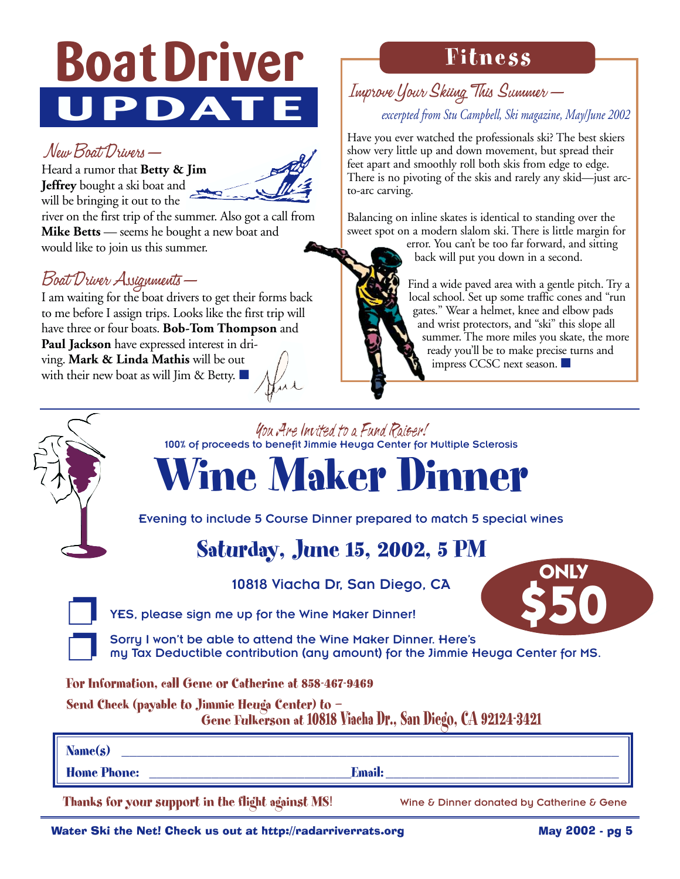# Boat Driver UPDATE

### New Boat Drivers —

Heard a rumor that **Betty & Jim Jeffrey** bought a ski boat and will be bringing it out to the river on the first trip of the summer. Also got a call from **Mike Betts** — seems he bought a new boat and would like to join us this summer.

### Boat Driver Assignments —

I am waiting for the boat drivers to get their forms back to me before I assign trips. Looks like the first trip will have three or four boats. **Bob-Tom Thompson** and **Paul Jackson** have expressed interest in driving. **Mark & Linda Mathis** will be out with their new boat as will Jim & Betty. ■

## Fitness

### Improve Your Skiing This Summer —

*excerpted from Stu Campbell, Ski magazine, May/June 2002*

Have you ever watched the professionals ski? The best skiers show very little up and down movement, but spread their feet apart and smoothly roll both skis from edge to edge. There is no pivoting of the skis and rarely any skid—just arc-to-arc carving.

Balancing on inline skates is identical to standing over the sweet spot on a modern slalom ski. There is little margin for error. You can't be too far forward, and sitting back will put you down in a second.

Find a wide paved area with a gentle pitch. Try a local school. Set up some traffic cones and "run gates." Wear a helmet, knee and elbow pads and wrist protectors, and "ski" this slope all summer. The more miles you skate, the more ready you'll be to make precise turns and impress CCSC next season. ■

---

*You Are Invited to a Fund Raiser!*

100% of proceeds to benefit Jimmie Heuga Center for Multiple Sclerosis

# Wine Maker Dinner

Evening to include 5 Course Dinner prepared to match 5 special wines

## Saturday, June 15, 2002, 5 PM

10818 Viacha Dr, San Diego, CA

**ONLY $50**

☐ YES, please sign me up for the Wine Maker Dinner!

☐ Sorry I won't be able to attend the Wine Maker Dinner. Here's my Tax Deductible contribution (any amount) for the Jimmie Heuga Center for MS.

**For Information, call Gene or Catherine at 858-467-9469**

**Send Check (payable to Jimmie Heuga Center) to – Gene Fulkerson at 10818 Viacha Dr., San Diego, CA 92124-3421**

**Name(s)** ______________________________

**Home Phone:** ____________________ **Email:** ____________________

**Thanks for your support in the flight against MS!**

Wine & Dinner donated by Catherine & Gene

Water Ski the Net! Check us out at http://radarriverrats.org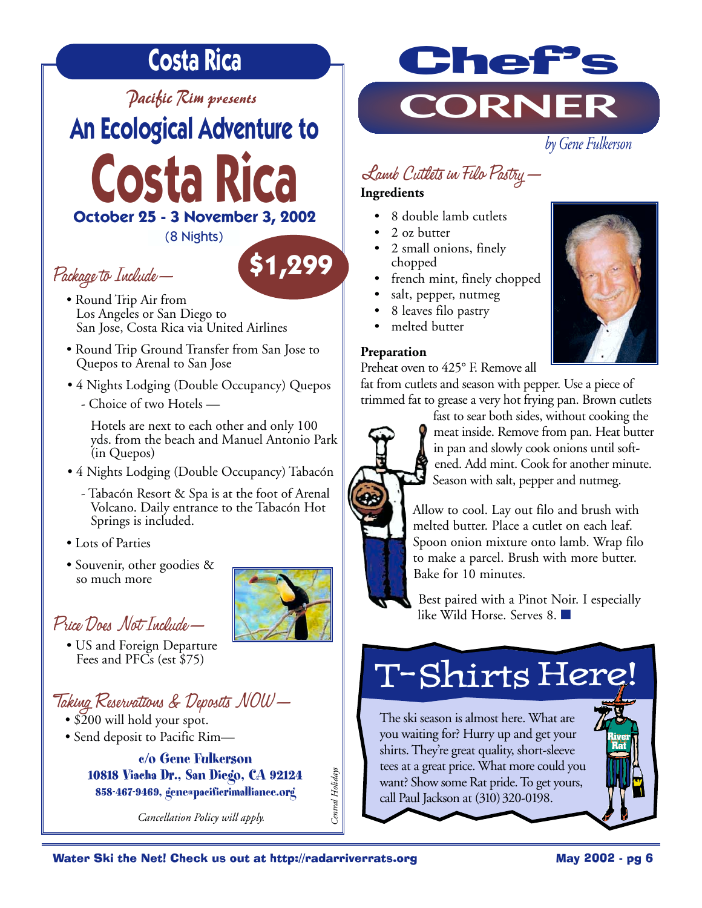# Costa Rica

*Pacific Rim presents*

## An Ecological Adventure to

# Costa Rica

**October 25 - 3 November 3, 2002**

(8 Nights)

**$1,299**

### Package to Include—

- Round Trip Air from Los Angeles or San Diego to San Jose, Costa Rica via United Airlines
- Round Trip Ground Transfer from San Jose to Quepos to Arenal to San Jose
- 4 Nights Lodging (Double Occupancy) Quepos
  - Choice of two Hotels —

    Hotels are next to each other and only 100 yds. from the beach and Manuel Antonio Park (in Quepos)
- 4 Nights Lodging (Double Occupancy) Tabacón
  - Tabacón Resort & Spa is at the foot of Arenal Volcano. Daily entrance to the Tabacón Hot Springs is included.
- Lots of Parties
- Souvenir, other goodies & so much more

### Price Does Not Include—

- US and Foreign Departure Fees and PFCs (est $75)

### Taking Reservations & Deposits NOW—

- $200 will hold your spot.
- Send deposit to Pacific Rim—

**c/o Gene Fulkerson**
**10818 Viacha Dr., San Diego, CA 92124**
**858-467-9469, gene@pacificrimalliance.org**

*Cancellation Policy will apply.*

*Central Holidays*

# Chef's CORNER

*by Gene Fulkerson*

## Lamb Cutlets in Filo Pastry—

**Ingredients**

- 8 double lamb cutlets
- 2 oz butter
- 2 small onions, finely chopped
- french mint, finely chopped
- salt, pepper, nutmeg
- 8 leaves filo pastry
- melted butter

**Preparation**

Preheat oven to 425° F. Remove all fat from cutlets and season with pepper. Use a piece of trimmed fat to grease a very hot frying pan. Brown cutlets fast to sear both sides, without cooking the meat inside. Remove from pan. Heat butter in pan and slowly cook onions until softened. Add mint. Cook for another minute. Season with salt, pepper and nutmeg.

Allow to cool. Lay out filo and brush with melted butter. Place a cutlet on each leaf. Spoon onion mixture onto lamb. Wrap filo to make a parcel. Brush with more butter. Bake for 10 minutes.

Best paired with a Pinot Noir. I especially like Wild Horse. Serves 8. ■

# T-Shirts Here!

The ski season is almost here. What are you waiting for? Hurry up and get your shirts. They're great quality, short-sleeve tees at a great price. What more could you want? Show some Rat pride. To get yours, call Paul Jackson at (310) 320-0198.

Water Ski the Net! Check us out at http://radarriverrats.org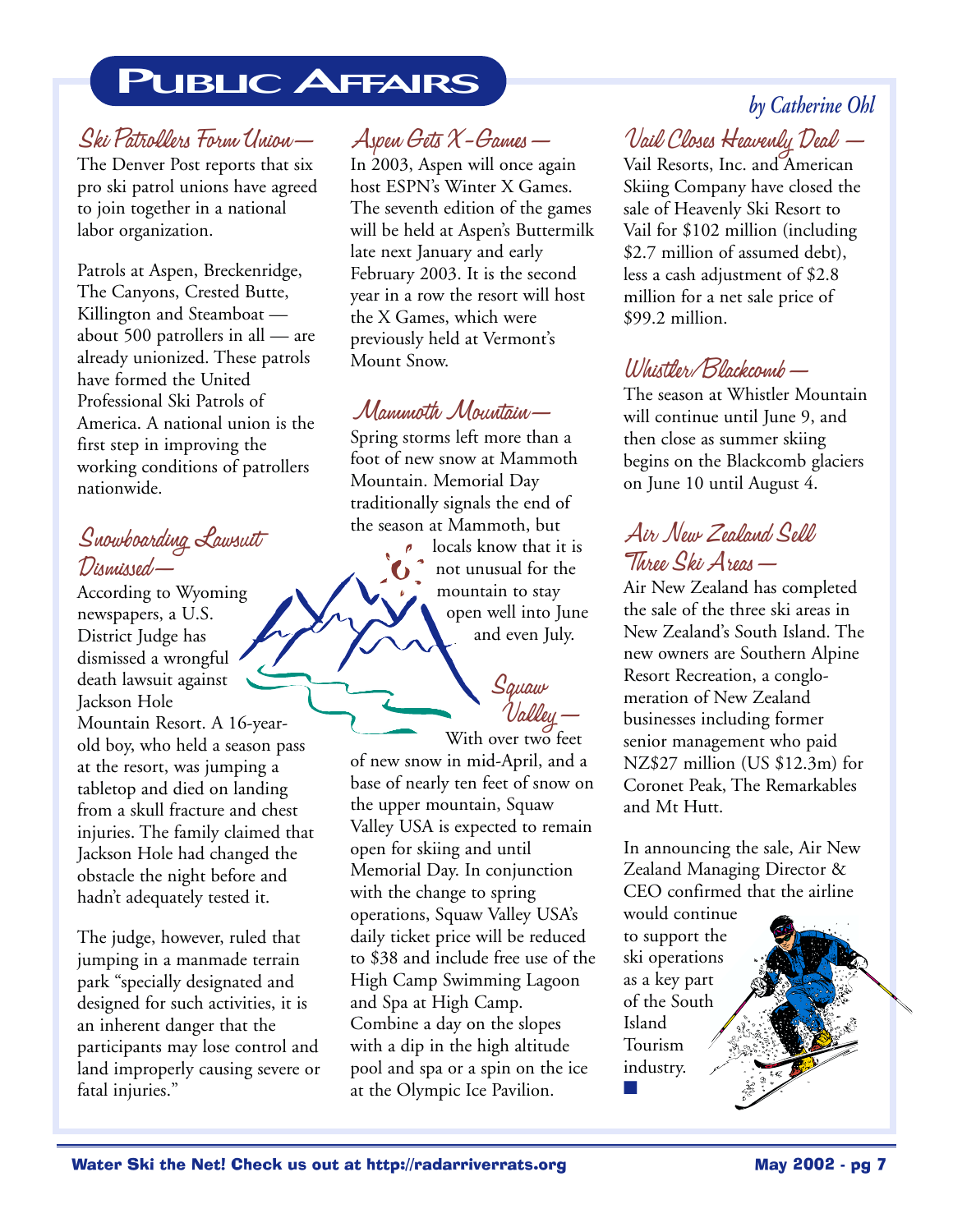# Public Affairs

*by Catherine Ohl*

## Ski Patrollers Form Union—

The Denver Post reports that six pro ski patrol unions have agreed to join together in a national labor organization.

Patrols at Aspen, Breckenridge, The Canyons, Crested Butte, Killington and Steamboat — about 500 patrollers in all — are already unionized. These patrols have formed the United Professional Ski Patrols of America. A national union is the first step in improving the working conditions of patrollers nationwide.

## Snowboarding Lawsuit Dismissed—

According to Wyoming newspapers, a U.S. District Judge has dismissed a wrongful death lawsuit against Jackson Hole Mountain Resort. A 16-year-old boy, who held a season pass at the resort, was jumping a tabletop and died on landing from a skull fracture and chest injuries. The family claimed that Jackson Hole had changed the obstacle the night before and hadn't adequately tested it.

The judge, however, ruled that jumping in a manmade terrain park "specially designated and designed for such activities, it is an inherent danger that the participants may lose control and land improperly causing severe or fatal injuries."

## Aspen Gets X-Games—

In 2003, Aspen will once again host ESPN's Winter X Games. The seventh edition of the games will be held at Aspen's Buttermilk late next January and early February 2003. It is the second year in a row the resort will host the X Games, which were previously held at Vermont's Mount Snow.

## Mammoth Mountain—

Spring storms left more than a foot of new snow at Mammoth Mountain. Memorial Day traditionally signals the end of the season at Mammoth, but locals know that it is not unusual for the mountain to stay open well into June and even July.

## Squaw Valley—

With over two feet of new snow in mid-April, and a base of nearly ten feet of snow on the upper mountain, Squaw Valley USA is expected to remain open for skiing and until Memorial Day. In conjunction with the change to spring operations, Squaw Valley USA's daily ticket price will be reduced to $38 and include free use of the High Camp Swimming Lagoon and Spa at High Camp. Combine a day on the slopes with a dip in the high altitude pool and spa or a spin on the ice at the Olympic Ice Pavilion.

## Vail Closes Heavenly Deal —

Vail Resorts, Inc. and American Skiing Company have closed the sale of Heavenly Ski Resort to Vail for $102 million (including $2.7 million of assumed debt), less a cash adjustment of $2.8 million for a net sale price of $99.2 million.

## Whistler/Blackcomb —

The season at Whistler Mountain will continue until June 9, and then close as summer skiing begins on the Blackcomb glaciers on June 10 until August 4.

## Air New Zealand Sell Three Ski Areas —

Air New Zealand has completed the sale of the three ski areas in New Zealand's South Island. The new owners are Southern Alpine Resort Recreation, a conglomeration of New Zealand businesses including former senior management who paid NZ$27 million (US $12.3m) for Coronet Peak, The Remarkables and Mt Hutt.

In announcing the sale, Air New Zealand Managing Director & CEO confirmed that the airline would continue to support the ski operations as a key part of the South Island Tourism industry. ■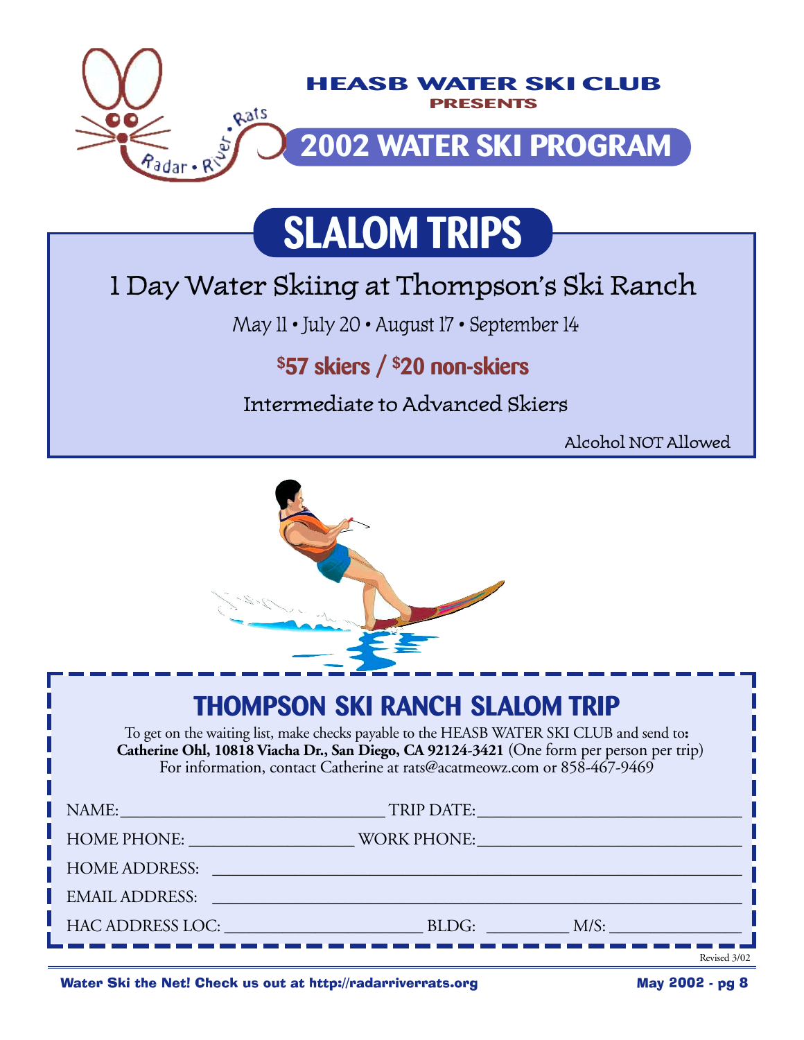# HEASB WATER SKI CLUB

PRESENTS

## 2002 WATER SKI PROGRAM

## SLALOM TRIPS

### 1 Day Water Skiing at Thompson's Ski Ranch

May 11 • July 20 • August 17 • September 14

**$57 skiers / $20 non-skiers**

Intermediate to Advanced Skiers

Alcohol NOT Allowed

---

## THOMPSON SKI RANCH SLALOM TRIP

To get on the waiting list, make checks payable to the HEASB WATER SKI CLUB and send to**:**
**Catherine Ohl, 10818 Viacha Dr., San Diego, CA 92124-3421** (One form per person per trip)
For information, contact Catherine at rats@acatmeowz.com or 858-467-9469

NAME:______________________________ TRIP DATE:______________________________

HOME PHONE: __________________ WORK PHONE:______________________________

HOME ADDRESS: ____________________________________________________________

EMAIL ADDRESS: ____________________________________________________________

HAC ADDRESS LOC: ______________________ BLDG: _________ M/S: _______________

Revised 3/02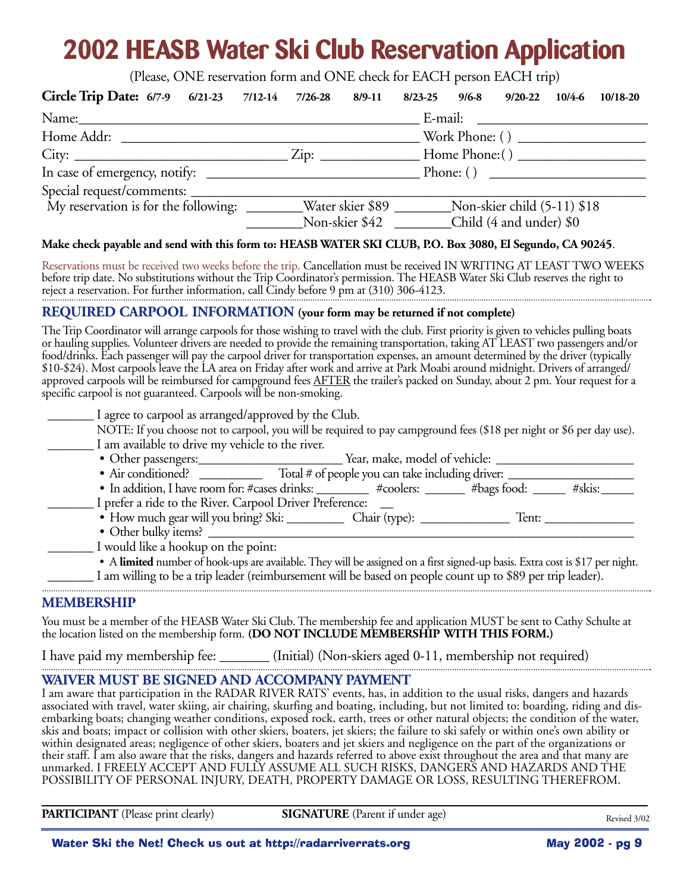# 2002 HEASB Water Ski Club Reservation Application

(Please, ONE reservation form and ONE check for EACH person EACH trip)

**Circle Trip Date:** 6/7-9   6/21-23   7/12-14   7/26-28   8/9-11   8/23-25   9/6-8   9/20-22   10/4-6   10/18-20

Name:______________________________________________ E-mail: ______________________

Home Addr: ________________________________________ Work Phone: ( ) ________________

City: ____________________________ Zip: ____________ Home Phone:( ) ________________

In case of emergency, notify: ____________________________ Phone: ( ) ____________________

Special request/comments: ____________________________________________________________

My reservation is for the following: ________Water skier $89 ________Non-skier child (5-11) $18

________Non-skier $42 ________Child (4 and under) $0

**Make check payable and send with this form to: HEASB WATER SKI CLUB, P.O. Box 3080, El Segundo, CA 90245**.

Reservations must be received two weeks before the trip. Cancellation must be received IN WRITING AT LEAST TWO WEEKS before trip date. No substitutions without the Trip Coordinator's permission. The HEASB Water Ski Club reserves the right to reject a reservation. For further information, call Cindy before 9 pm at (310) 306-4123.

## REQUIRED CARPOOL INFORMATION (your form may be returned if not complete)

The Trip Coordinator will arrange carpools for those wishing to travel with the club. First priority is given to vehicles pulling boats or hauling supplies. Volunteer drivers are needed to provide the remaining transportation, taking AT LEAST two passengers and/or food/drinks. Each passenger will pay the carpool driver for transportation expenses, an amount determined by the driver (typically $10-$24). Most carpools leave the LA area on Friday after work and arrive at Park Moabi around midnight. Drivers of arranged/approved carpools will be reimbursed for campground fees AFTER the trailer's packed on Sunday, about 2 pm. Your request for a specific carpool is not guaranteed. Carpools will be non-smoking.

_______ I agree to carpool as arranged/approved by the Club.

NOTE: If you choose not to carpool, you will be required to pay campground fees ($18 per night or $6 per day use).

_______ I am available to drive my vehicle to the river.

- Other passengers:_____________________ Year, make, model of vehicle: ____________________
- Air conditioned? _________ Total # of people you can take including driver: __________________
- In addition, I have room for: #cases drinks: ________ #coolers: ______ #bags food: _____ #skis:_____

_______ I prefer a ride to the River. Carpool Driver Preference: __

- How much gear will you bring? Ski: _________ Chair (type): _____________ Tent: _____________
- Other bulky items? ______________________________________________________________

_______ I would like a hookup on the point:

- A **limited** number of hook-ups are available. They will be assigned on a first signed-up basis. Extra cost is $17 per night.

_______ I am willing to be a trip leader (reimbursement will be based on people count up to $89 per trip leader).

## MEMBERSHIP

You must be a member of the HEASB Water Ski Club. The membership fee and application MUST be sent to Cathy Schulte at the location listed on the membership form. **(DO NOT INCLUDE MEMBERSHIP WITH THIS FORM.)**

I have paid my membership fee: _______ (Initial) (Non-skiers aged 0-11, membership not required)

## WAIVER MUST BE SIGNED AND ACCOMPANY PAYMENT

I am aware that participation in the RADAR RIVER RATS' events, has, in addition to the usual risks, dangers and hazards associated with travel, water skiing, air chairing, skurfing and boating, including, but not limited to: boarding, riding and disembarking boats; changing weather conditions, exposed rock, earth, trees or other natural objects; the condition of the water, skis and boats; impact or collision with other skiers, boaters, jet skiers; the failure to ski safely or within one's own ability or within designated areas; negligence of other skiers, boaters and jet skiers and negligence on the part of the organizations or their staff. I am also aware that the risks, dangers and hazards referred to above exist throughout the area and that many are unmarked. I FREELY ACCEPT AND FULLY ASSUME ALL SUCH RISKS, DANGERS AND HAZARDS AND THE POSSIBILITY OF PERSONAL INJURY, DEATH, PROPERTY DAMAGE OR LOSS, RESULTING THEREFROM.

**PARTICIPANT** (Please print clearly)   **SIGNATURE** (Parent if under age)   Revised 3/02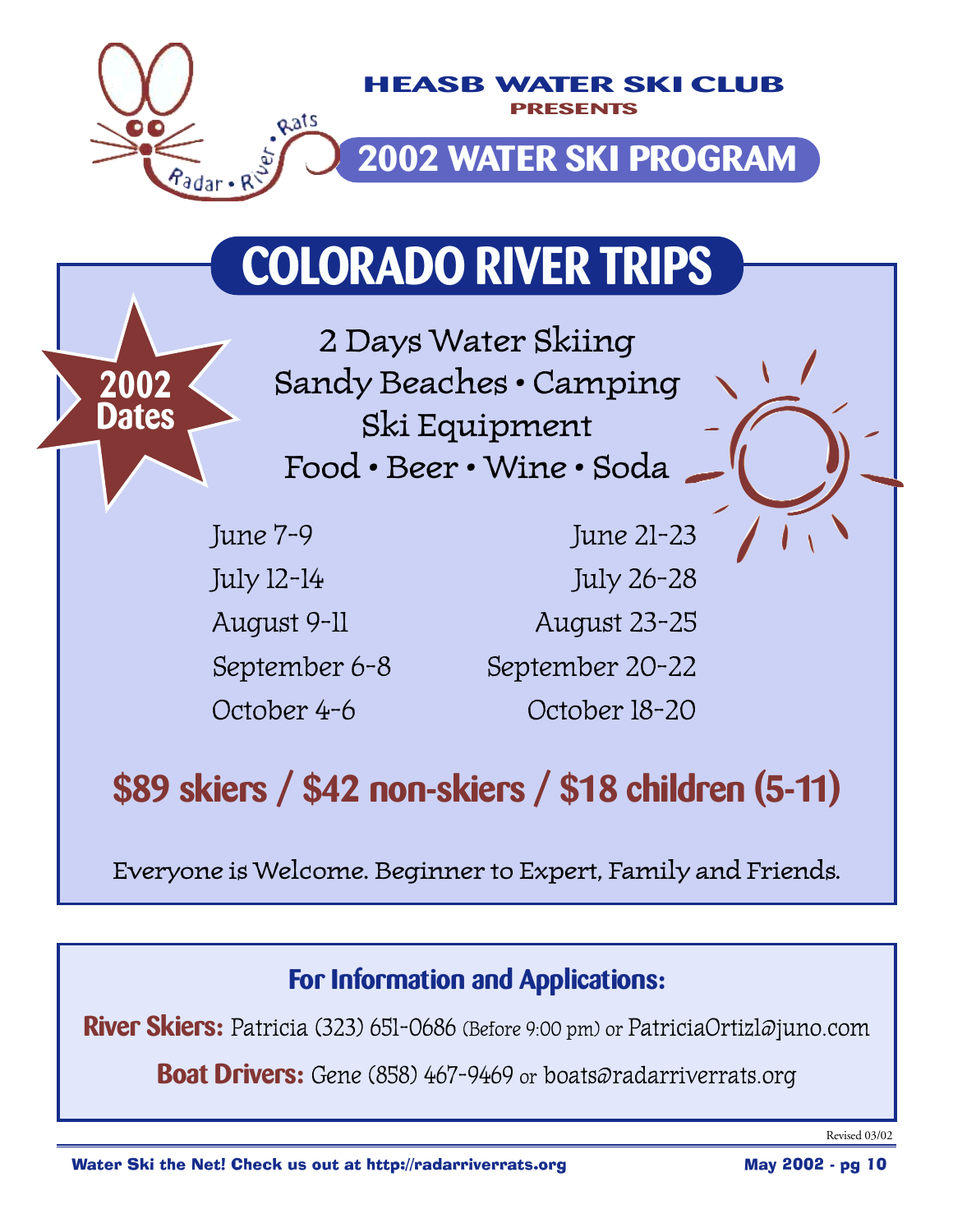**HEASB WATER SKI CLUB**
**PRESENTS**

# 2002 WATER SKI PROGRAM

## COLORADO RIVER TRIPS

**2002 Dates**

2 Days Water Skiing
Sandy Beaches • Camping
Ski Equipment
Food • Beer • Wine • Soda

| | |
|---|---|
| June 7-9 | June 21-23 |
| July 12-14 | July 26-28 |
| August 9-11 | August 23-25 |
| September 6-8 | September 20-22 |
| October 4-6 | October 18-20 |

**$89 skiers / $42 non-skiers / $18 children (5-11)**

Everyone is Welcome. Beginner to Expert, Family and Friends.

### For Information and Applications:

**River Skiers:** Patricia (323) 651-0686 (Before 9:00 pm) or PatriciaOrtiz1@juno.com

**Boat Drivers:** Gene (858) 467-9469 or boats@radarriverrats.org

Revised 03/02

**Water Ski the Net! Check us out at http://radarriverrats.org**